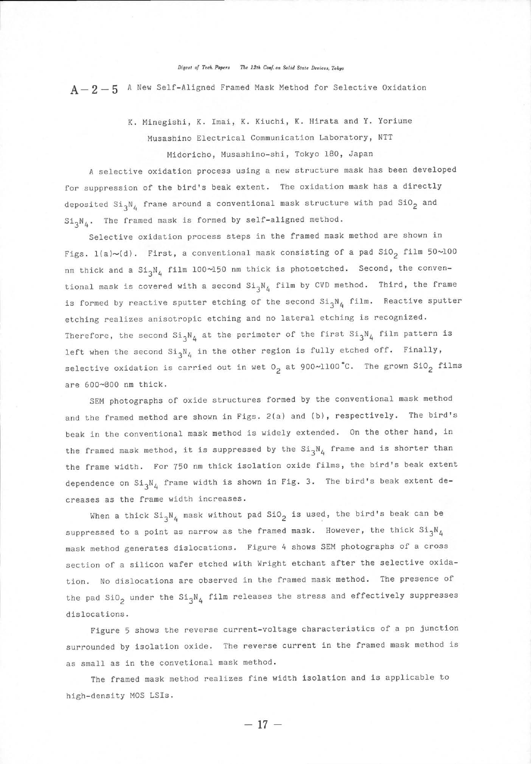# A−2−5 A New Self-Aligned Framed Mask Method for Selective Oxidation

K. Minegishi, K. Imai, K. Kiuchi, K. Hirata and Y. Yoriume

Musashino Electrical Communication Laboratory, NTT

Midoricho, Musashino-shi, Tokyo 180, Japan

A selective oxidation process using a new structure mask has been developed for suppression of the bird's beak extent. The oxidation mask has a directly deposited $Si_3N_4$ frame around a conventional mask structure with pad $SiO_2$ and $Si_3N_4$. The framed mask is formed by self-aligned method.

Selective oxidation process steps in the framed mask method are shown in Figs. 1(a)~(d). First, a conventional mask consisting of a pad $SiO_2$ film 50~100 nm thick and a $Si_3N_4$ film 100~150 nm thick is photoetched. Second, the conventional mask is covered with a second $Si_3N_4$ film by CVD method. Third, the frame is formed by reactive sputter etching of the second $Si_3N_4$ film. Reactive sputter etching realizes anisotropic etching and no lateral etching is recognized. Therefore, the second $Si_3N_4$ at the perimeter of the first $Si_3N_4$ film pattern is left when the second $Si_3N_4$ in the other region is fully etched off. Finally, selective oxidation is carried out in wet $O_2$ at 900~1100 °C. The grown $SiO_2$ films are 600~800 nm thick.

SEM photographs of oxide structures formed by the conventional mask method and the framed method are shown in Figs. 2(a) and (b), respectively. The bird's beak in the conventional mask method is widely extended. On the other hand, in the framed mask method, it is suppressed by the $Si_3N_4$ frame and is shorter than the frame width. For 750 nm thick isolation oxide films, the bird's beak extent dependence on $Si_3N_4$ frame width is shown in Fig. 3. The bird's beak extent decreases as the frame width increases.

When a thick $Si_3N_4$ mask without pad $SiO_2$ is used, the bird's beak can be suppressed to a point as narrow as the framed mask. However, the thick $Si_3N_4$ mask method generates dislocations. Figure 4 shows SEM photographs of a cross section of a silicon wafer etched with Wright etchant after the selective oxidation. No dislocations are observed in the framed mask method. The presence of the pad $SiO_2$ under the $Si_3N_4$ film releases the stress and effectively suppresses dislocations.

Figure 5 shows the reverse current-voltage characteristics of a pn junction surrounded by isolation oxide. The reverse current in the framed mask method is as small as in the convetional mask method.

The framed mask method realizes fine width isolation and is applicable to high-density MOS LSIs.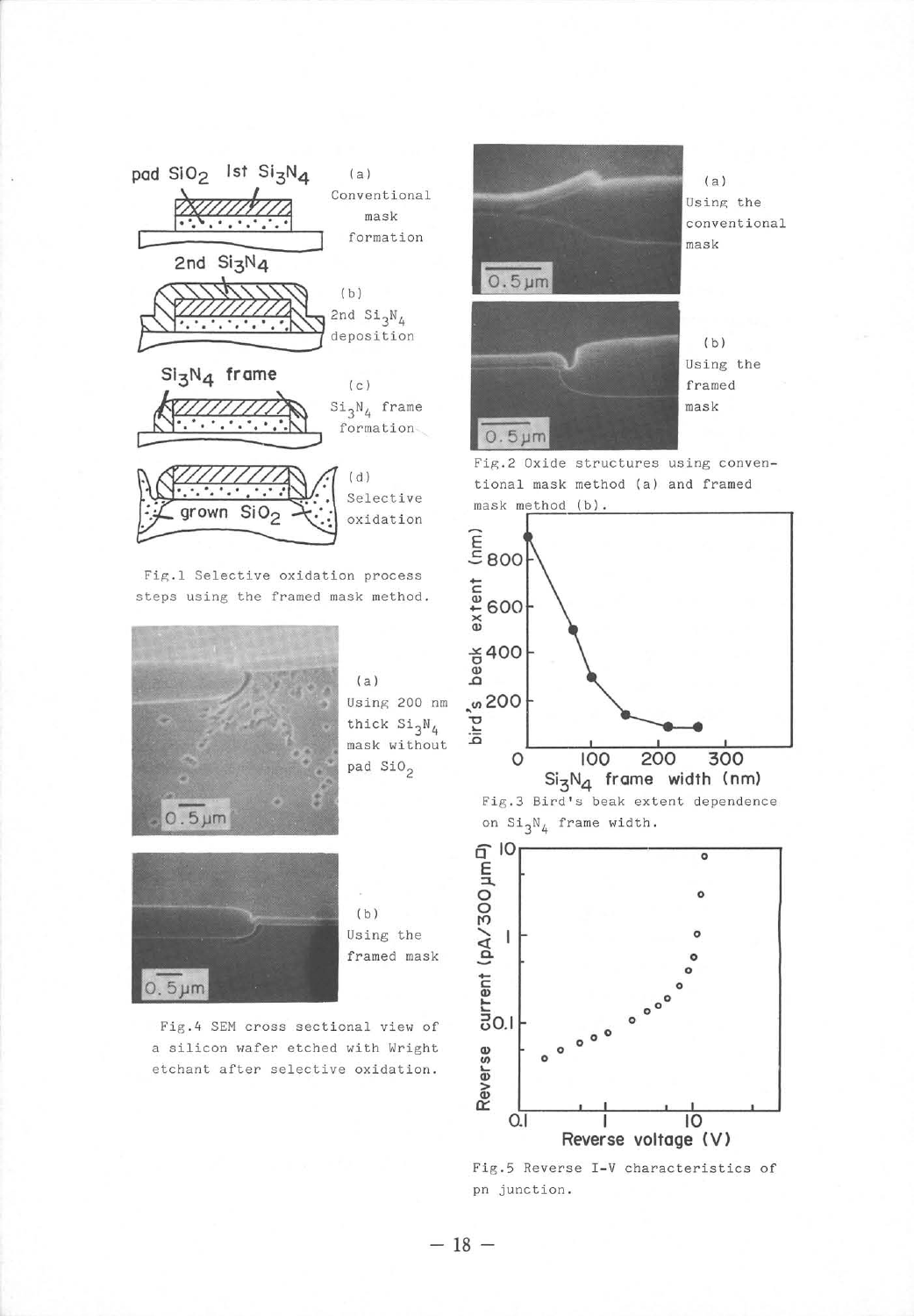pad $SiO_2$ 1st $Si_3N_4$

(a) Conventional mask formation

2nd $Si_3N_4$

(b) 2nd $Si_3N_4$ deposition

$Si_3N_4$ frame

(c) $Si_3N_4$ frame formation

grown $SiO_2$

(d) Selective oxidation

Fig.1 Selective oxidation process steps using the framed mask method.

(a) Using the conventional mask

0.5μm

(b) Using the framed mask

0.5μm

Fig.2 Oxide structures using conventional mask method (a) and framed mask method (b).

bird's beak extent (nm)

800

600

400

200

0 100 200 300

$Si_3N_4$ frame width (nm)

Fig.3 Bird's beak extent dependence on $Si_3N_4$ frame width.

0.5μm

(a) Using 200 nm thick $Si_3N_4$ mask without pad $SiO_2$

0.5μm

(b) Using the framed mask

Fig.4 SEM cross sectional view of a silicon wafer etched with Wright etchant after selective oxidation.

Reverse current (pA/300 μm□)

10

1

0.1

0.1 1 10

Reverse voltage (V)

Fig.5 Reverse I-V characteristics of pn junction.